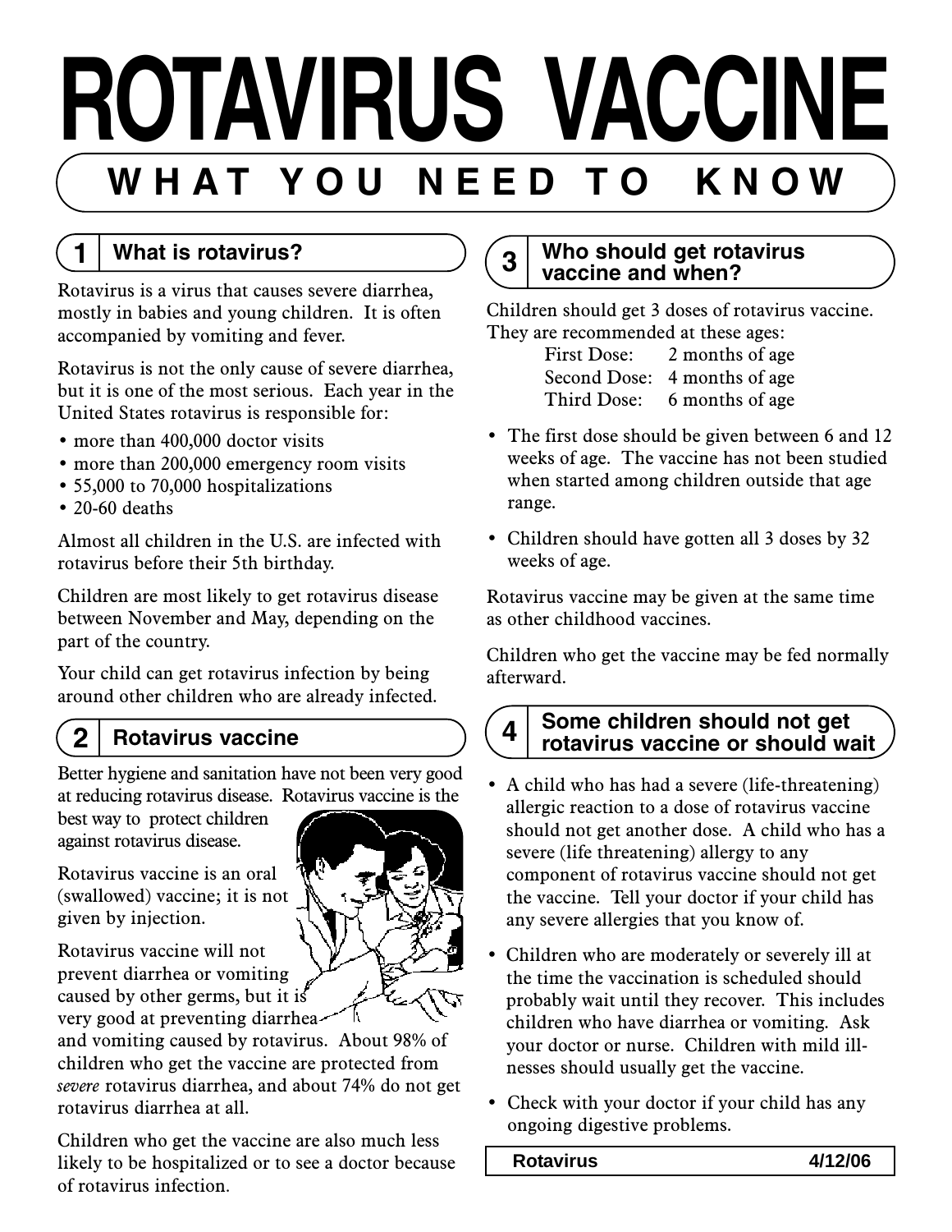# ROTAVIRUS VACCINE

## WHAT YOU NEED TO KNOW

### 1 What is rotavirus?

Rotavirus is a virus that causes severe diarrhea, mostly in babies and young children. It is often accompanied by vomiting and fever.

Rotavirus is not the only cause of severe diarrhea, but it is one of the most serious. Each year in the United States rotavirus is responsible for:

- more than 400,000 doctor visits
- more than 200,000 emergency room visits
- 55,000 to 70,000 hospitalizations
- 20-60 deaths

Almost all children in the U.S. are infected with rotavirus before their 5th birthday.

Children are most likely to get rotavirus disease between November and May, depending on the part of the country.

Your child can get rotavirus infection by being around other children who are already infected.

### 2 Rotavirus vaccine

Better hygiene and sanitation have not been very good at reducing rotavirus disease. Rotavirus vaccine is the best way to protect children against rotavirus disease.

Rotavirus vaccine is an oral (swallowed) vaccine; it is not given by injection.

Rotavirus vaccine will not prevent diarrhea or vomiting caused by other germs, but it is very good at preventing diarrhea and vomiting caused by rotavirus. About 98% of children who get the vaccine are protected from *severe* rotavirus diarrhea, and about 74% do not get rotavirus diarrhea at all.

Children who get the vaccine are also much less likely to be hospitalized or to see a doctor because of rotavirus infection.

### 3 Who should get rotavirus vaccine and when?

Children should get 3 doses of rotavirus vaccine. They are recommended at these ages:

| | |
|---|---|
| First Dose: | 2 months of age |
| Second Dose: | 4 months of age |
| Third Dose: | 6 months of age |

- The first dose should be given between 6 and 12 weeks of age. The vaccine has not been studied when started among children outside that age range.
- Children should have gotten all 3 doses by 32 weeks of age.

Rotavirus vaccine may be given at the same time as other childhood vaccines.

Children who get the vaccine may be fed normally afterward.

### 4 Some children should not get rotavirus vaccine or should wait

- A child who has had a severe (life-threatening) allergic reaction to a dose of rotavirus vaccine should not get another dose. A child who has a severe (life threatening) allergy to any component of rotavirus vaccine should not get the vaccine. Tell your doctor if your child has any severe allergies that you know of.
- Children who are moderately or severely ill at the time the vaccination is scheduled should probably wait until they recover. This includes children who have diarrhea or vomiting. Ask your doctor or nurse. Children with mild illnesses should usually get the vaccine.
- Check with your doctor if your child has any ongoing digestive problems.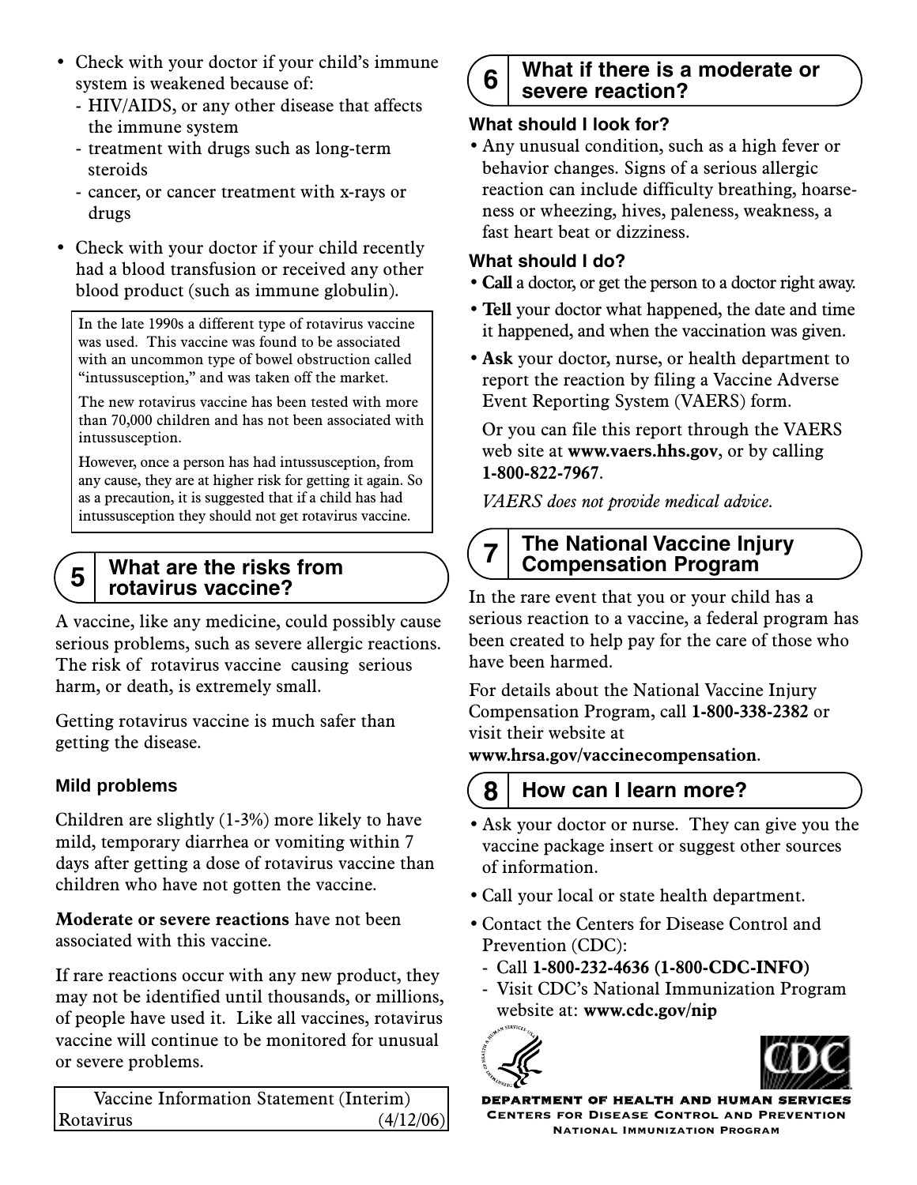- Check with your doctor if your child's immune system is weakened because of:
  - HIV/AIDS, or any other disease that affects the immune system
  - treatment with drugs such as long-term steroids
  - cancer, or cancer treatment with x-rays or drugs
- Check with your doctor if your child recently had a blood transfusion or received any other blood product (such as immune globulin).

> In the late 1990s a different type of rotavirus vaccine was used. This vaccine was found to be associated with an uncommon type of bowel obstruction called "intussusception," and was taken off the market.
>
> The new rotavirus vaccine has been tested with more than 70,000 children and has not been associated with intussusception.
>
> However, once a person has had intussusception, from any cause, they are at higher risk for getting it again. So as a precaution, it is suggested that if a child has had intussusception they should not get rotavirus vaccine.

## 5 What are the risks from rotavirus vaccine?

A vaccine, like any medicine, could possibly cause serious problems, such as severe allergic reactions. The risk of rotavirus vaccine causing serious harm, or death, is extremely small.

Getting rotavirus vaccine is much safer than getting the disease.

### Mild problems

Children are slightly (1-3%) more likely to have mild, temporary diarrhea or vomiting within 7 days after getting a dose of rotavirus vaccine than children who have not gotten the vaccine.

**Moderate or severe reactions** have not been associated with this vaccine.

If rare reactions occur with any new product, they may not be identified until thousands, or millions, of people have used it. Like all vaccines, rotavirus vaccine will continue to be monitored for unusual or severe problems.

| Vaccine Information Statement (Interim) | |
|---|---|
| Rotavirus | (4/12/06) |

## 6 What if there is a moderate or severe reaction?

### What should I look for?

- Any unusual condition, such as a high fever or behavior changes. Signs of a serious allergic reaction can include difficulty breathing, hoarseness or wheezing, hives, paleness, weakness, a fast heart beat or dizziness.

### What should I do?

- **Call** a doctor, or get the person to a doctor right away.
- **Tell** your doctor what happened, the date and time it happened, and when the vaccination was given.
- **Ask** your doctor, nurse, or health department to report the reaction by filing a Vaccine Adverse Event Reporting System (VAERS) form.

  Or you can file this report through the VAERS web site at **www.vaers.hhs.gov**, or by calling **1-800-822-7967**.

  *VAERS does not provide medical advice.*

## 7 The National Vaccine Injury Compensation Program

In the rare event that you or your child has a serious reaction to a vaccine, a federal program has been created to help pay for the care of those who have been harmed.

For details about the National Vaccine Injury Compensation Program, call **1-800-338-2382** or visit their website at **www.hrsa.gov/vaccinecompensation**.

## 8 How can I learn more?

- Ask your doctor or nurse. They can give you the vaccine package insert or suggest other sources of information.
- Call your local or state health department.
- Contact the Centers for Disease Control and Prevention (CDC):
  - Call **1-800-232-4636 (1-800-CDC-INFO)**
  - Visit CDC's National Immunization Program website at: **www.cdc.gov/nip**

**DEPARTMENT OF HEALTH AND HUMAN SERVICES**
CENTERS FOR DISEASE CONTROL AND PREVENTION
NATIONAL IMMUNIZATION PROGRAM